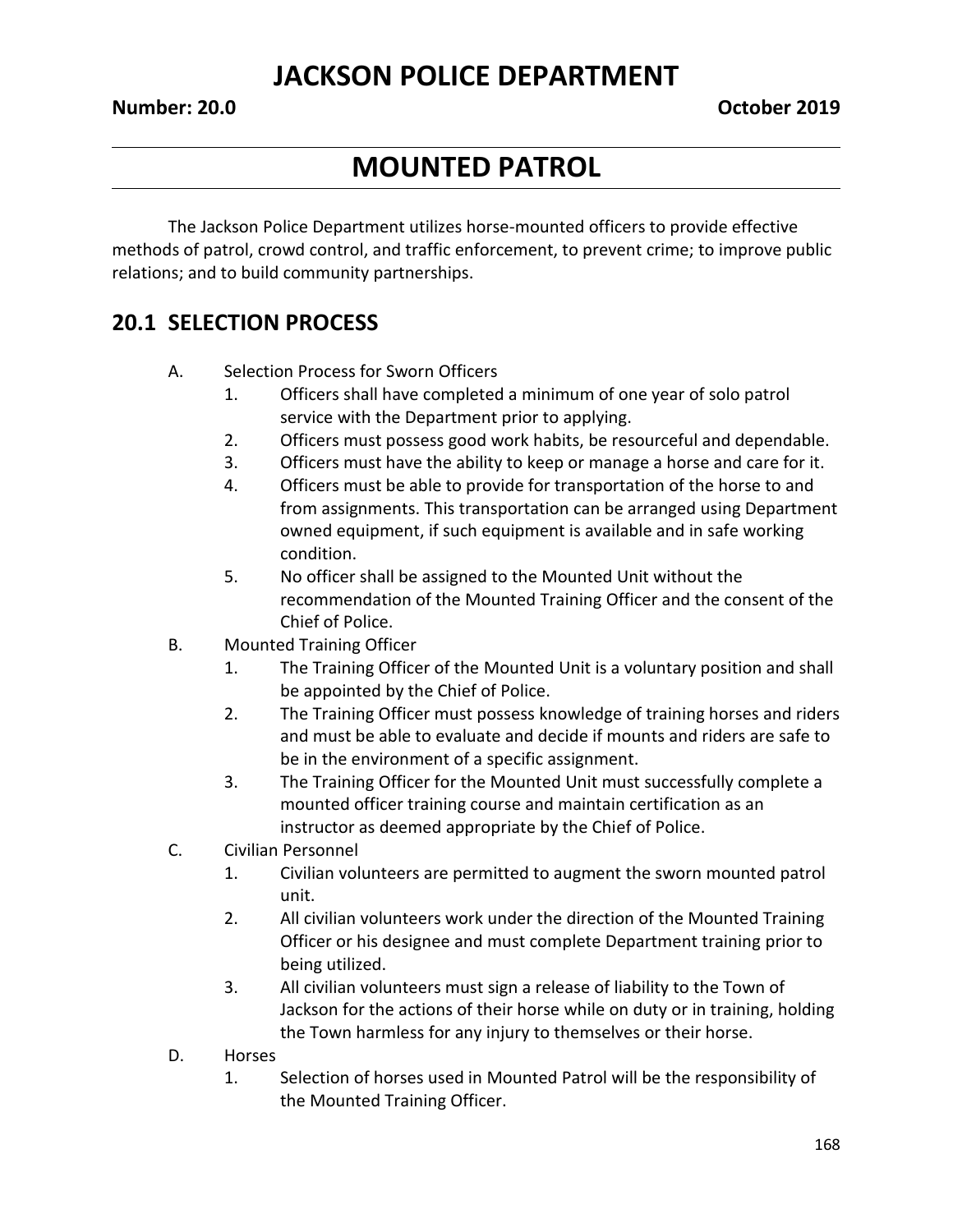# JACKSON POLICE DEPARTMENT

**Number: 20.0** **October 2019**

# MOUNTED PATROL

The Jackson Police Department utilizes horse-mounted officers to provide effective methods of patrol, crowd control, and traffic enforcement, to prevent crime; to improve public relations; and to build community partnerships.

## 20.1 SELECTION PROCESS

A. Selection Process for Sworn Officers
   1. Officers shall have completed a minimum of one year of solo patrol service with the Department prior to applying.
   2. Officers must possess good work habits, be resourceful and dependable.
   3. Officers must have the ability to keep or manage a horse and care for it.
   4. Officers must be able to provide for transportation of the horse to and from assignments. This transportation can be arranged using Department owned equipment, if such equipment is available and in safe working condition.
   5. No officer shall be assigned to the Mounted Unit without the recommendation of the Mounted Training Officer and the consent of the Chief of Police.

B. Mounted Training Officer
   1. The Training Officer of the Mounted Unit is a voluntary position and shall be appointed by the Chief of Police.
   2. The Training Officer must possess knowledge of training horses and riders and must be able to evaluate and decide if mounts and riders are safe to be in the environment of a specific assignment.
   3. The Training Officer for the Mounted Unit must successfully complete a mounted officer training course and maintain certification as an instructor as deemed appropriate by the Chief of Police.

C. Civilian Personnel
   1. Civilian volunteers are permitted to augment the sworn mounted patrol unit.
   2. All civilian volunteers work under the direction of the Mounted Training Officer or his designee and must complete Department training prior to being utilized.
   3. All civilian volunteers must sign a release of liability to the Town of Jackson for the actions of their horse while on duty or in training, holding the Town harmless for any injury to themselves or their horse.

D. Horses
   1. Selection of horses used in Mounted Patrol will be the responsibility of the Mounted Training Officer.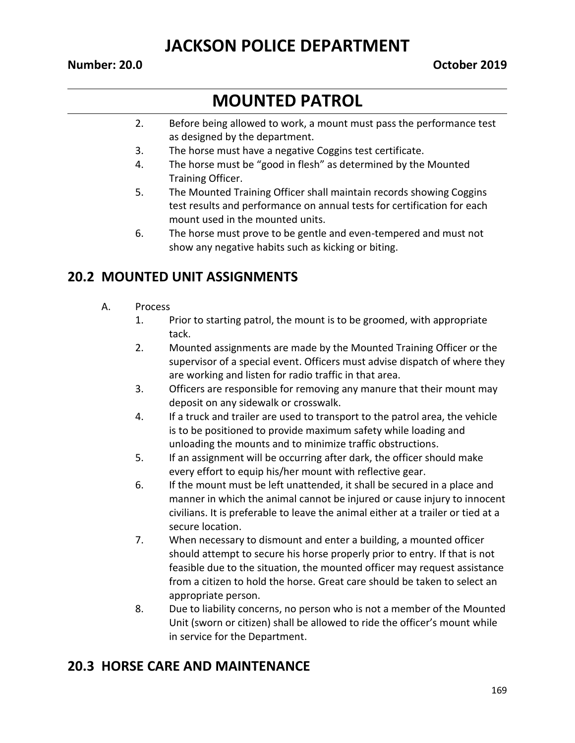# MOUNTED PATROL

2. Before being allowed to work, a mount must pass the performance test as designed by the department.
3. The horse must have a negative Coggins test certificate.
4. The horse must be "good in flesh" as determined by the Mounted Training Officer.
5. The Mounted Training Officer shall maintain records showing Coggins test results and performance on annual tests for certification for each mount used in the mounted units.
6. The horse must prove to be gentle and even-tempered and must not show any negative habits such as kicking or biting.

## 20.2 MOUNTED UNIT ASSIGNMENTS

A. Process

1. Prior to starting patrol, the mount is to be groomed, with appropriate tack.
2. Mounted assignments are made by the Mounted Training Officer or the supervisor of a special event. Officers must advise dispatch of where they are working and listen for radio traffic in that area.
3. Officers are responsible for removing any manure that their mount may deposit on any sidewalk or crosswalk.
4. If a truck and trailer are used to transport to the patrol area, the vehicle is to be positioned to provide maximum safety while loading and unloading the mounts and to minimize traffic obstructions.
5. If an assignment will be occurring after dark, the officer should make every effort to equip his/her mount with reflective gear.
6. If the mount must be left unattended, it shall be secured in a place and manner in which the animal cannot be injured or cause injury to innocent civilians. It is preferable to leave the animal either at a trailer or tied at a secure location.
7. When necessary to dismount and enter a building, a mounted officer should attempt to secure his horse properly prior to entry. If that is not feasible due to the situation, the mounted officer may request assistance from a citizen to hold the horse. Great care should be taken to select an appropriate person.
8. Due to liability concerns, no person who is not a member of the Mounted Unit (sworn or citizen) shall be allowed to ride the officer's mount while in service for the Department.

## 20.3 HORSE CARE AND MAINTENANCE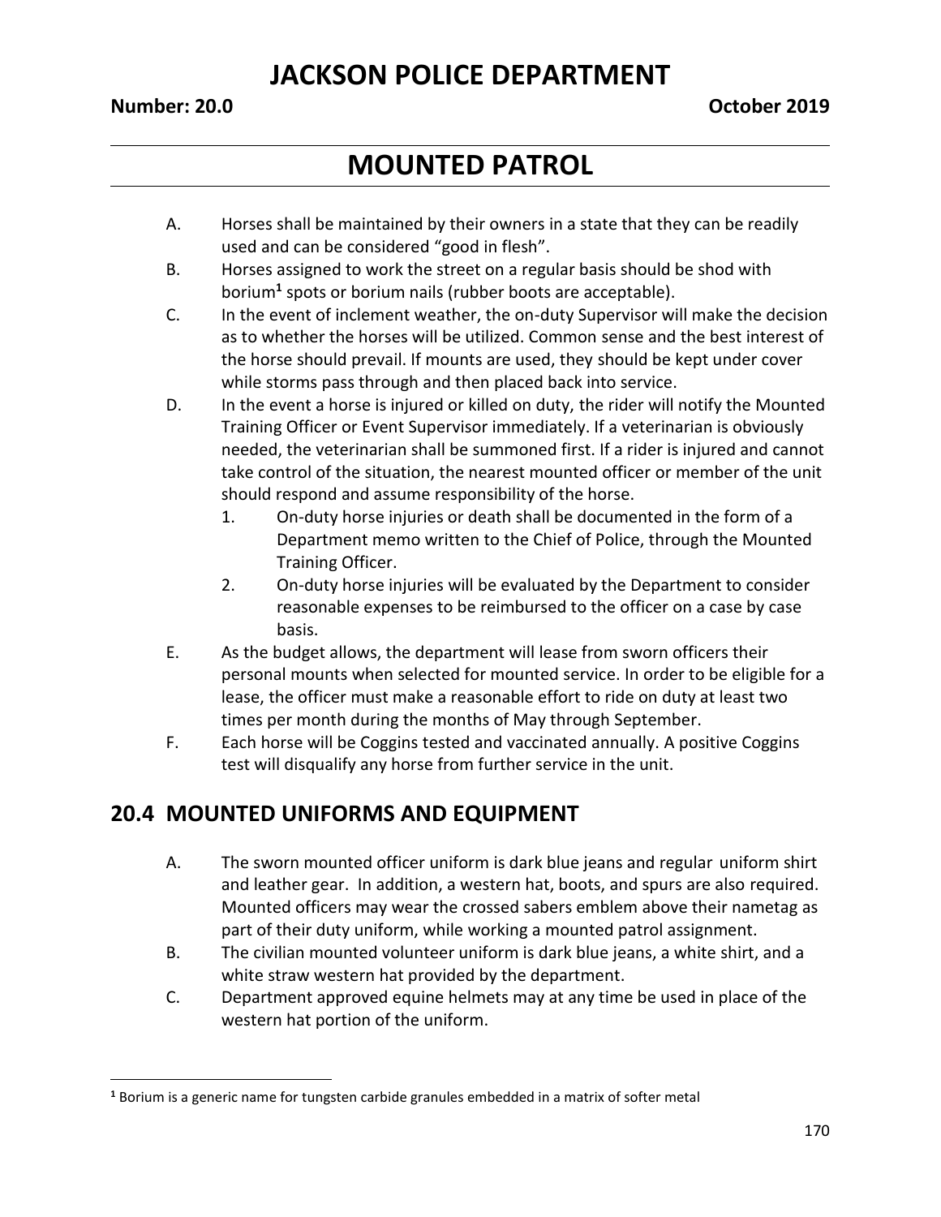# JACKSON POLICE DEPARTMENT

**Number: 20.0** **October 2019**

# MOUNTED PATROL

A. Horses shall be maintained by their owners in a state that they can be readily used and can be considered "good in flesh".

B. Horses assigned to work the street on a regular basis should be shod with borium[1] spots or borium nails (rubber boots are acceptable).

C. In the event of inclement weather, the on-duty Supervisor will make the decision as to whether the horses will be utilized. Common sense and the best interest of the horse should prevail. If mounts are used, they should be kept under cover while storms pass through and then placed back into service.

D. In the event a horse is injured or killed on duty, the rider will notify the Mounted Training Officer or Event Supervisor immediately. If a veterinarian is obviously needed, the veterinarian shall be summoned first. If a rider is injured and cannot take control of the situation, the nearest mounted officer or member of the unit should respond and assume responsibility of the horse.

   1. On-duty horse injuries or death shall be documented in the form of a Department memo written to the Chief of Police, through the Mounted Training Officer.
   2. On-duty horse injuries will be evaluated by the Department to consider reasonable expenses to be reimbursed to the officer on a case by case basis.

E. As the budget allows, the department will lease from sworn officers their personal mounts when selected for mounted service. In order to be eligible for a lease, the officer must make a reasonable effort to ride on duty at least two times per month during the months of May through September.

F. Each horse will be Coggins tested and vaccinated annually. A positive Coggins test will disqualify any horse from further service in the unit.

## 20.4 MOUNTED UNIFORMS AND EQUIPMENT

A. The sworn mounted officer uniform is dark blue jeans and regular uniform shirt and leather gear. In addition, a western hat, boots, and spurs are also required. Mounted officers may wear the crossed sabers emblem above their nametag as part of their duty uniform, while working a mounted patrol assignment.

B. The civilian mounted volunteer uniform is dark blue jeans, a white shirt, and a white straw western hat provided by the department.

C. Department approved equine helmets may at any time be used in place of the western hat portion of the uniform.

---

[1] Borium is a generic name for tungsten carbide granules embedded in a matrix of softer metal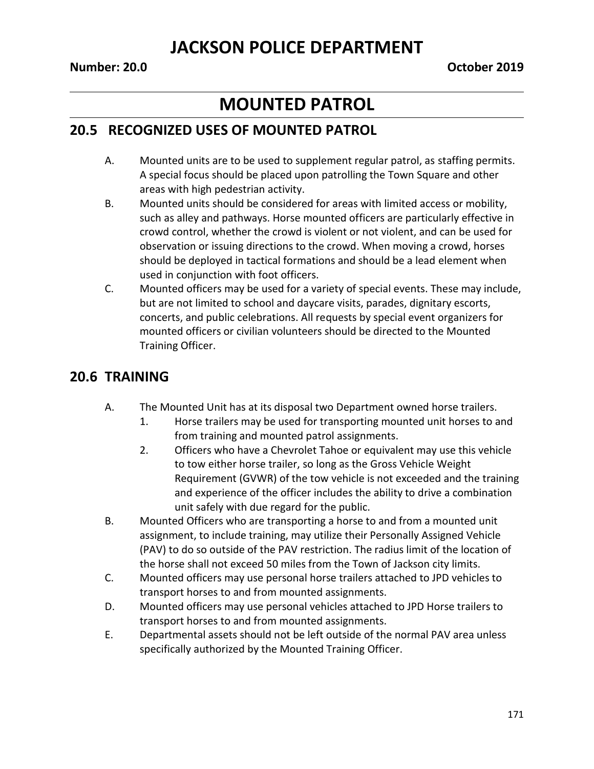# JACKSON POLICE DEPARTMENT

**Number: 20.0** **October 2019**

# MOUNTED PATROL

## 20.5 RECOGNIZED USES OF MOUNTED PATROL

A. Mounted units are to be used to supplement regular patrol, as staffing permits. A special focus should be placed upon patrolling the Town Square and other areas with high pedestrian activity.

B. Mounted units should be considered for areas with limited access or mobility, such as alley and pathways. Horse mounted officers are particularly effective in crowd control, whether the crowd is violent or not violent, and can be used for observation or issuing directions to the crowd. When moving a crowd, horses should be deployed in tactical formations and should be a lead element when used in conjunction with foot officers.

C. Mounted officers may be used for a variety of special events. These may include, but are not limited to school and daycare visits, parades, dignitary escorts, concerts, and public celebrations. All requests by special event organizers for mounted officers or civilian volunteers should be directed to the Mounted Training Officer.

## 20.6 TRAINING

A. The Mounted Unit has at its disposal two Department owned horse trailers.
   1. Horse trailers may be used for transporting mounted unit horses to and from training and mounted patrol assignments.
   2. Officers who have a Chevrolet Tahoe or equivalent may use this vehicle to tow either horse trailer, so long as the Gross Vehicle Weight Requirement (GVWR) of the tow vehicle is not exceeded and the training and experience of the officer includes the ability to drive a combination unit safely with due regard for the public.

B. Mounted Officers who are transporting a horse to and from a mounted unit assignment, to include training, may utilize their Personally Assigned Vehicle (PAV) to do so outside of the PAV restriction. The radius limit of the location of the horse shall not exceed 50 miles from the Town of Jackson city limits.

C. Mounted officers may use personal horse trailers attached to JPD vehicles to transport horses to and from mounted assignments.

D. Mounted officers may use personal vehicles attached to JPD Horse trailers to transport horses to and from mounted assignments.

E. Departmental assets should not be left outside of the normal PAV area unless specifically authorized by the Mounted Training Officer.